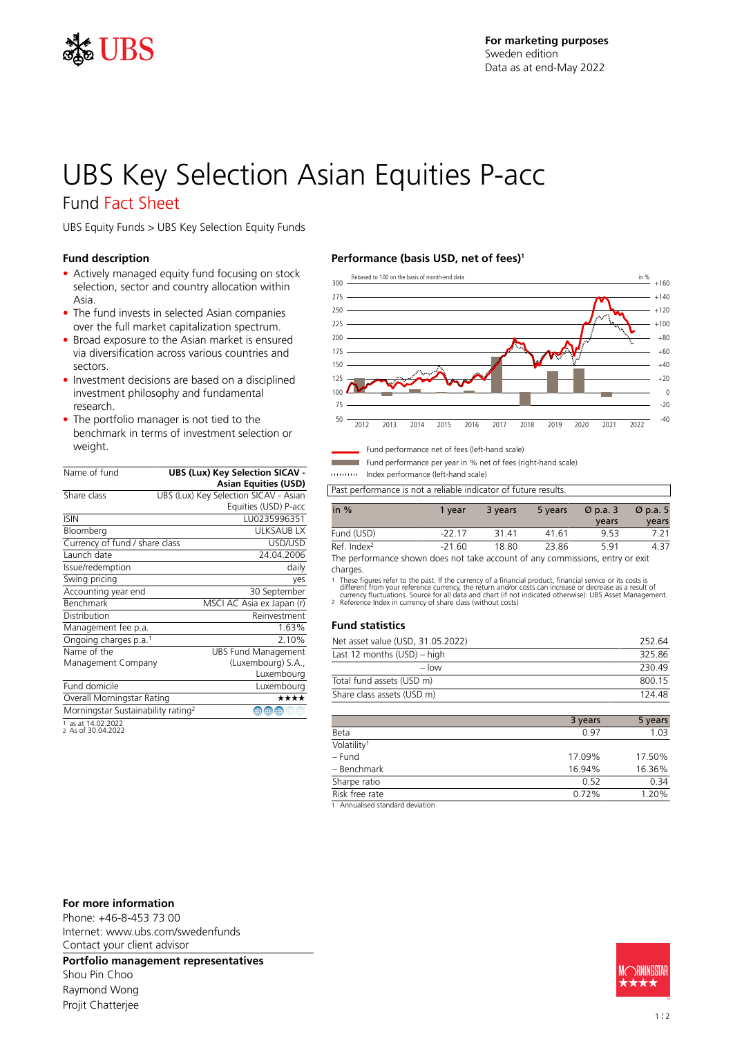For marketing purposes
Sweden edition
Data as at end-May 2022

# UBS Key Selection Asian Equities P-acc

## Fund Fact Sheet

UBS Equity Funds > UBS Key Selection Equity Funds

### Fund description

- Actively managed equity fund focusing on stock selection, sector and country allocation within Asia.
- The fund invests in selected Asian companies over the full market capitalization spectrum.
- Broad exposure to the Asian market is ensured via diversification across various countries and sectors.
- Investment decisions are based on a disciplined investment philosophy and fundamental research.
- The portfolio manager is not tied to the benchmark in terms of investment selection or weight.

| | |
|---|---|
| Name of fund | **UBS (Lux) Key Selection SICAV - Asian Equities (USD)** |
| Share class | UBS (Lux) Key Selection SICAV - Asian Equities (USD) P-acc |
| ISIN | LU0235996351 |
| Bloomberg | ULKSAUB LX |
| Currency of fund / share class | USD/USD |
| Launch date | 24.04.2006 |
| Issue/redemption | daily |
| Swing pricing | yes |
| Accounting year end | 30 September |
| Benchmark | MSCI AC Asia ex Japan (r) |
| Distribution | Reinvestment |
| Management fee p.a. | 1.63% |
| Ongoing charges p.a.[1] | 2.10% |
| Name of the Management Company | UBS Fund Management (Luxembourg) S.A., Luxembourg |
| Fund domicile | Luxembourg |
| Overall Morningstar Rating | ★★★★ |
| Morningstar Sustainability rating[2] | |

1 as at 14.02.2022
2 As of 30.04.2022

### Performance (basis USD, net of fees)[1]

Rebased to 100 on the basis of month-end data

Fund performance net of fees (left-hand scale)
Fund performance per year in % net of fees (right-hand scale)
Index performance (left-hand scale)

Past performance is not a reliable indicator of future results.

| in % | 1 year | 3 years | 5 years | Ø p.a. 3 years | Ø p.a. 5 years |
|---|---|---|---|---|---|
| Fund (USD) | -22.17 | 31.41 | 41.61 | 9.53 | 7.21 |
| Ref. Index[2] | -21.60 | 18.80 | 23.86 | 5.91 | 4.37 |

The performance shown does not take account of any commissions, entry or exit charges.

1 These figures refer to the past. If the currency of a financial product, financial service or its costs is different from your reference currency, the return and/or costs can increase or decrease as a result of currency fluctuations. Source for all data and chart (if not indicated otherwise): UBS Asset Management.
2 Reference Index in currency of share class (without costs)

### Fund statistics

| | |
|---|---|
| Net asset value (USD, 31.05.2022) | 252.64 |
| Last 12 months (USD) – high | 325.86 |
| – low | 230.49 |
| Total fund assets (USD m) | 800.15 |
| Share class assets (USD m) | 124.48 |

| | 3 years | 5 years |
|---|---|---|
| Beta | 0.97 | 1.03 |
| Volatility[1] | | |
| – Fund | 17.09% | 17.50% |
| – Benchmark | 16.94% | 16.36% |
| Sharpe ratio | 0.52 | 0.34 |
| Risk free rate | 0.72% | 1.20% |

1 Annualised standard deviation

### For more information

Phone: +46-8-453 73 00
Internet: www.ubs.com/swedenfunds
Contact your client advisor

### Portfolio management representatives

Shou Pin Choo
Raymond Wong
Projit Chatterjee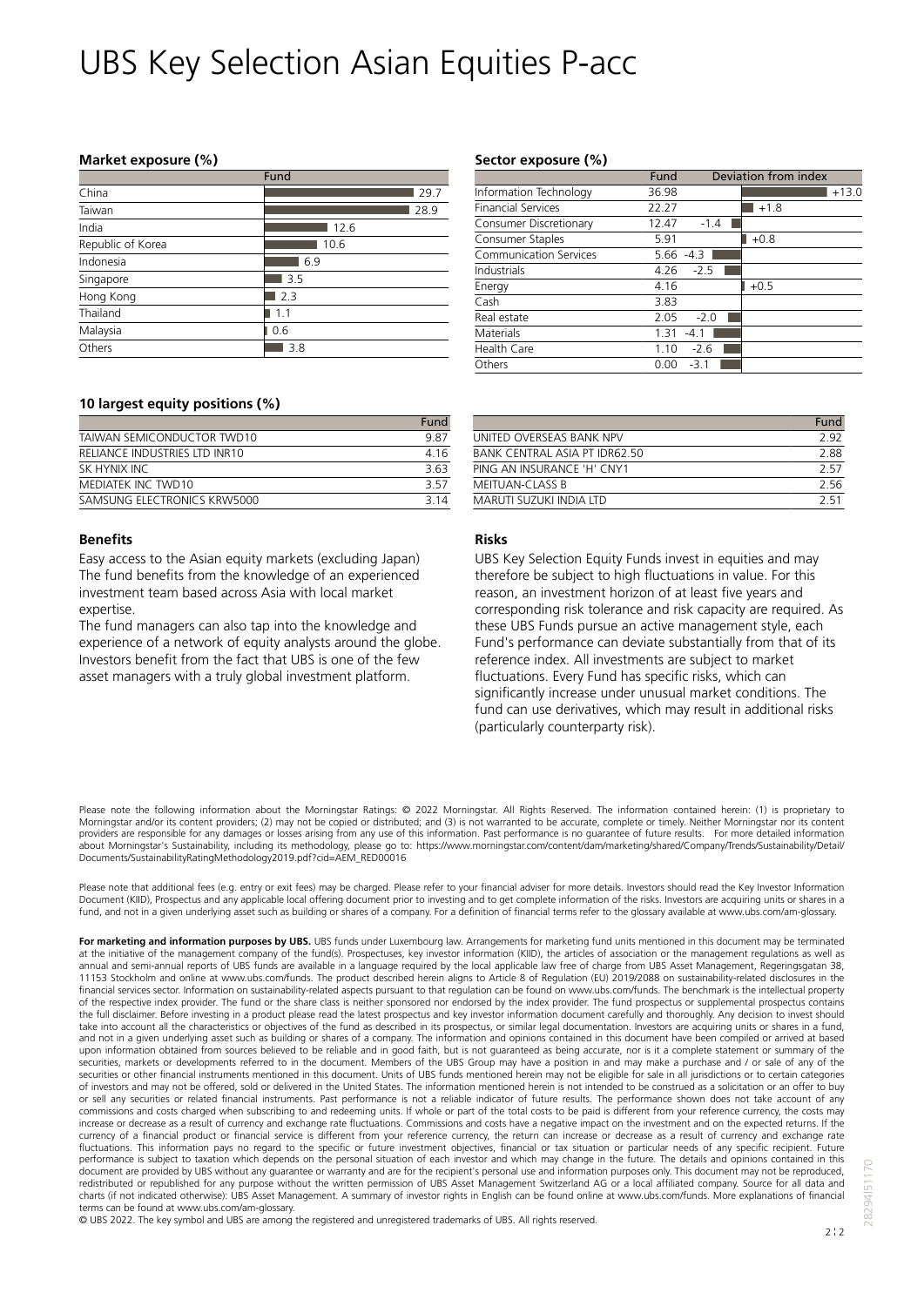# UBS Key Selection Asian Equities P-acc

### Market exposure (%)

| | Fund |
|---|---|
| China | 29.7 |
| Taiwan | 28.9 |
| India | 12.6 |
| Republic of Korea | 10.6 |
| Indonesia | 6.9 |
| Singapore | 3.5 |
| Hong Kong | 2.3 |
| Thailand | 1.1 |
| Malaysia | 0.6 |
| Others | 3.8 |

### Sector exposure (%)

| | Fund | Deviation from index |
|---|---|---|
| Information Technology | 36.98 | +13.0 |
| Financial Services | 22.27 | +1.8 |
| Consumer Discretionary | 12.47 | -1.4 |
| Consumer Staples | 5.91 | +0.8 |
| Communication Services | 5.66 | -4.3 |
| Industrials | 4.26 | -2.5 |
| Energy | 4.16 | +0.5 |
| Cash | 3.83 | |
| Real estate | 2.05 | -2.0 |
| Materials | 1.31 | -4.1 |
| Health Care | 1.10 | -2.6 |
| Others | 0.00 | -3.1 |

### 10 largest equity positions (%)

| | Fund |
|---|---|
| TAIWAN SEMICONDUCTOR TWD10 | 9.87 |
| RELIANCE INDUSTRIES LTD INR10 | 4.16 |
| SK HYNIX INC | 3.63 |
| MEDIATEK INC TWD10 | 3.57 |
| SAMSUNG ELECTRONICS KRW5000 | 3.14 |
| UNITED OVERSEAS BANK NPV | 2.92 |
| BANK CENTRAL ASIA PT IDR62.50 | 2.88 |
| PING AN INSURANCE 'H' CNY1 | 2.57 |
| MEITUAN-CLASS B | 2.56 |
| MARUTI SUZUKI INDIA LTD | 2.51 |

### Benefits

Easy access to the Asian equity markets (excluding Japan)
The fund benefits from the knowledge of an experienced investment team based across Asia with local market expertise.
The fund managers can also tap into the knowledge and experience of a network of equity analysts around the globe. Investors benefit from the fact that UBS is one of the few asset managers with a truly global investment platform.

### Risks

UBS Key Selection Equity Funds invest in equities and may therefore be subject to high fluctuations in value. For this reason, an investment horizon of at least five years and corresponding risk tolerance and risk capacity are required. As these UBS Funds pursue an active management style, each Fund's performance can deviate substantially from that of its reference index. All investments are subject to market fluctuations. Every Fund has specific risks, which can significantly increase under unusual market conditions. The fund can use derivatives, which may result in additional risks (particularly counterparty risk).

Please note the following information about the Morningstar Ratings: © 2022 Morningstar. All Rights Reserved. The information contained herein: (1) is proprietary to Morningstar and/or its content providers; (2) may not be copied or distributed; and (3) is not warranted to be accurate, complete or timely. Neither Morningstar nor its content providers are responsible for any damages or losses arising from any use of this information. Past performance is no guarantee of future results. For more detailed information about Morningstar's Sustainability, including its methodology, please go to: https://www.morningstar.com/content/dam/marketing/shared/Company/Trends/Sustainability/Detail/Documents/SustainabilityRatingMethodology2019.pdf?cid=AEM_RED00016

Please note that additional fees (e.g. entry or exit fees) may be charged. Please refer to your financial adviser for more details. Investors should read the Key Investor Information Document (KIID), Prospectus and any applicable local offering document prior to investing and to get complete information of the risks. Investors are acquiring units or shares in a fund, and not in a given underlying asset such as building or shares of a company. For a definition of financial terms refer to the glossary available at www.ubs.com/am-glossary.

**For marketing and information purposes by UBS.** UBS funds under Luxembourg law. Arrangements for marketing fund units mentioned in this document may be terminated at the initiative of the management company of the fund(s). Prospectuses, key investor information (KIID), the articles of association or the management regulations as well as annual and semi-annual reports of UBS funds are available in a language required by the local applicable law free of charge from UBS Asset Management, Regeringsgatan 38, 11153 Stockholm and online at www.ubs.com/funds. The product described herein aligns to Article 8 of Regulation (EU) 2019/2088 on sustainability-related disclosures in the financial services sector. Information on sustainability-related aspects pursuant to that regulation can be found on www.ubs.com/funds. The benchmark is the intellectual property of the respective index provider. The fund or the share class is neither sponsored nor endorsed by the index provider. The fund prospectus or supplemental prospectus contains the full disclaimer. Before investing in a product please read the latest prospectus and key investor information document carefully and thoroughly. Any decision to invest should take into account all the characteristics or objectives of the fund as described in its prospectus, or similar legal documentation. Investors are acquiring units or shares in a fund, and not in a given underlying asset such as building or shares of a company. The information and opinions contained in this document have been compiled or arrived at based upon information obtained from sources believed to be reliable and in good faith, but is not guaranteed as being accurate, nor is it a complete statement or summary of the securities, markets or developments referred to in the document. Members of the UBS Group may have a position in and may make a purchase and / or sale of any of the securities or other financial instruments mentioned in this document. Units of UBS funds mentioned herein may not be eligible for sale in all jurisdictions or to certain categories of investors and may not be offered, sold or delivered in the United States. The information mentioned herein is not intended to be construed as a solicitation or an offer to buy or sell any securities or related financial instruments. Past performance is not a reliable indicator of future results. The performance shown does not take account of any commissions and costs charged when subscribing to and redeeming units. If whole or part of the total costs to be paid is different from your reference currency, the costs may increase or decrease as a result of currency and exchange rate fluctuations. Commissions and costs have a negative impact on the investment and on the expected returns. If the currency of a financial product or financial service is different from your reference currency, the return can increase or decrease as a result of currency and exchange rate fluctuations. This information pays no regard to the specific or future investment objectives, financial or tax situation or particular needs of any specific recipient. Future performance is subject to taxation which depends on the personal situation of each investor and which may change in the future. The details and opinions contained in this document are provided by UBS without any guarantee or warranty and are for the recipient's personal use and information purposes only. This document may not be reproduced, redistributed or republished for any purpose without the written permission of UBS Asset Management Switzerland AG or a local affiliated company. Source for all data and charts (if not indicated otherwise): UBS Asset Management. A summary of investor rights in English can be found online at www.ubs.com/funds. More explanations of financial terms can be found at www.ubs.com/am-glossary.

© UBS 2022. The key symbol and UBS are among the registered and unregistered trademarks of UBS. All rights reserved.